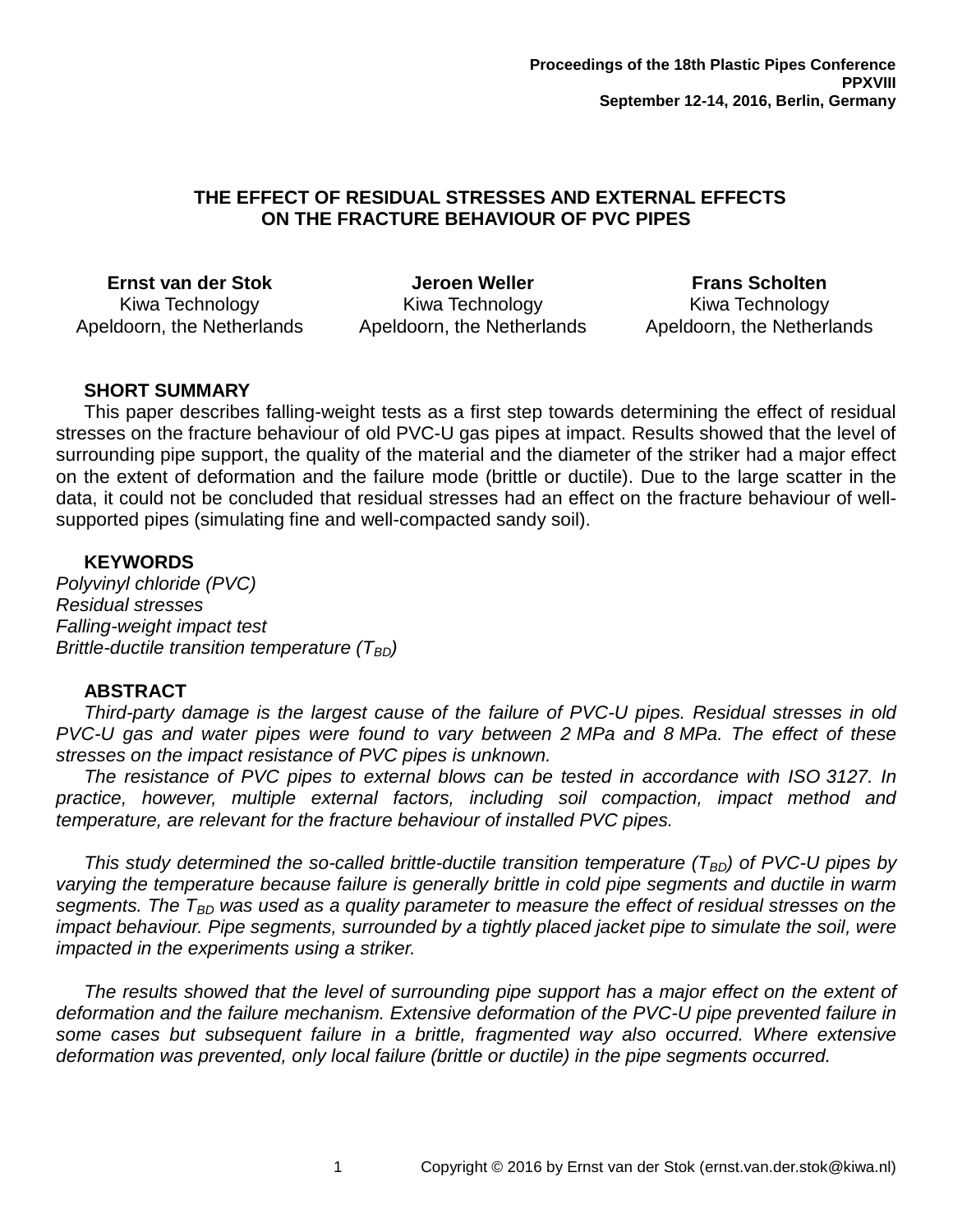Proceedings of the 18th Plastic Pipes Conference
PPXVIII
September 12-14, 2016, Berlin, Germany

# THE EFFECT OF RESIDUAL STRESSES AND EXTERNAL EFFECTS ON THE FRACTURE BEHAVIOUR OF PVC PIPES

**Ernst van der Stok**
Kiwa Technology
Apeldoorn, the Netherlands

**Jeroen Weller**
Kiwa Technology
Apeldoorn, the Netherlands

**Frans Scholten**
Kiwa Technology
Apeldoorn, the Netherlands

## SHORT SUMMARY

This paper describes falling-weight tests as a first step towards determining the effect of residual stresses on the fracture behaviour of old PVC-U gas pipes at impact. Results showed that the level of surrounding pipe support, the quality of the material and the diameter of the striker had a major effect on the extent of deformation and the failure mode (brittle or ductile). Due to the large scatter in the data, it could not be concluded that residual stresses had an effect on the fracture behaviour of well-supported pipes (simulating fine and well-compacted sandy soil).

## KEYWORDS

*Polyvinyl chloride (PVC)*
*Residual stresses*
*Falling-weight impact test*
*Brittle-ductile transition temperature ($T_{BD}$)*

## ABSTRACT

*Third-party damage is the largest cause of the failure of PVC-U pipes. Residual stresses in old PVC-U gas and water pipes were found to vary between 2 MPa and 8 MPa. The effect of these stresses on the impact resistance of PVC pipes is unknown.*

*The resistance of PVC pipes to external blows can be tested in accordance with ISO 3127. In practice, however, multiple external factors, including soil compaction, impact method and temperature, are relevant for the fracture behaviour of installed PVC pipes.*

*This study determined the so-called brittle-ductile transition temperature ($T_{BD}$) of PVC-U pipes by varying the temperature because failure is generally brittle in cold pipe segments and ductile in warm segments. The $T_{BD}$ was used as a quality parameter to measure the effect of residual stresses on the impact behaviour. Pipe segments, surrounded by a tightly placed jacket pipe to simulate the soil, were impacted in the experiments using a striker.*

*The results showed that the level of surrounding pipe support has a major effect on the extent of deformation and the failure mechanism. Extensive deformation of the PVC-U pipe prevented failure in some cases but subsequent failure in a brittle, fragmented way also occurred. Where extensive deformation was prevented, only local failure (brittle or ductile) in the pipe segments occurred.*

Copyright © 2016 by Ernst van der Stok (ernst.van.der.stok@kiwa.nl)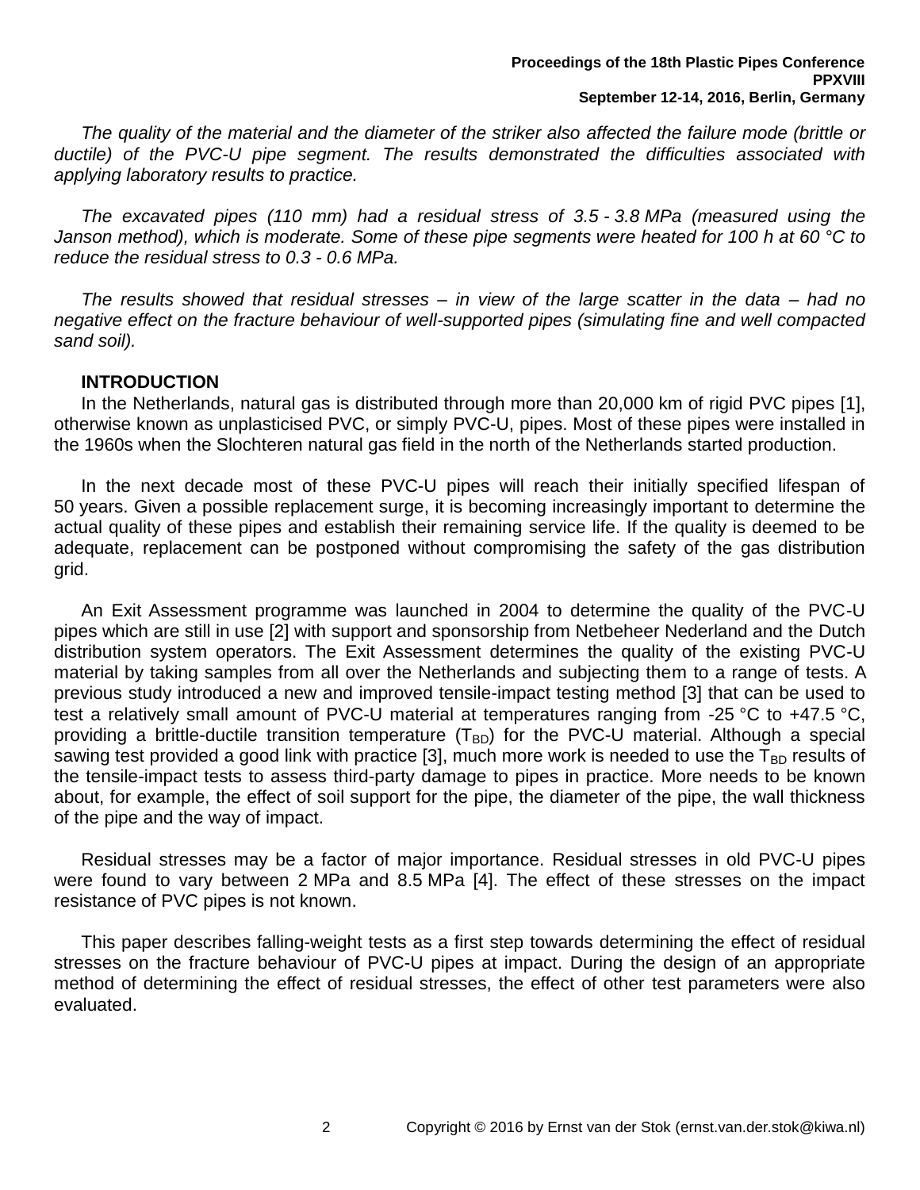*The quality of the material and the diameter of the striker also affected the failure mode (brittle or ductile) of the PVC-U pipe segment. The results demonstrated the difficulties associated with applying laboratory results to practice.*

*The excavated pipes (110 mm) had a residual stress of 3.5 - 3.8 MPa (measured using the Janson method), which is moderate. Some of these pipe segments were heated for 100 h at 60 °C to reduce the residual stress to 0.3 - 0.6 MPa.*

*The results showed that residual stresses – in view of the large scatter in the data – had no negative effect on the fracture behaviour of well-supported pipes (simulating fine and well compacted sand soil).*

## INTRODUCTION

In the Netherlands, natural gas is distributed through more than 20,000 km of rigid PVC pipes [1], otherwise known as unplasticised PVC, or simply PVC-U, pipes. Most of these pipes were installed in the 1960s when the Slochteren natural gas field in the north of the Netherlands started production.

In the next decade most of these PVC-U pipes will reach their initially specified lifespan of 50 years. Given a possible replacement surge, it is becoming increasingly important to determine the actual quality of these pipes and establish their remaining service life. If the quality is deemed to be adequate, replacement can be postponed without compromising the safety of the gas distribution grid.

An Exit Assessment programme was launched in 2004 to determine the quality of the PVC-U pipes which are still in use [2] with support and sponsorship from Netbeheer Nederland and the Dutch distribution system operators. The Exit Assessment determines the quality of the existing PVC-U material by taking samples from all over the Netherlands and subjecting them to a range of tests. A previous study introduced a new and improved tensile-impact testing method [3] that can be used to test a relatively small amount of PVC-U material at temperatures ranging from -25 °C to +47.5 °C, providing a brittle-ductile transition temperature ($T_{BD}$) for the PVC-U material. Although a special sawing test provided a good link with practice [3], much more work is needed to use the $T_{BD}$ results of the tensile-impact tests to assess third-party damage to pipes in practice. More needs to be known about, for example, the effect of soil support for the pipe, the diameter of the pipe, the wall thickness of the pipe and the way of impact.

Residual stresses may be a factor of major importance. Residual stresses in old PVC-U pipes were found to vary between 2 MPa and 8.5 MPa [4]. The effect of these stresses on the impact resistance of PVC pipes is not known.

This paper describes falling-weight tests as a first step towards determining the effect of residual stresses on the fracture behaviour of PVC-U pipes at impact. During the design of an appropriate method of determining the effect of residual stresses, the effect of other test parameters were also evaluated.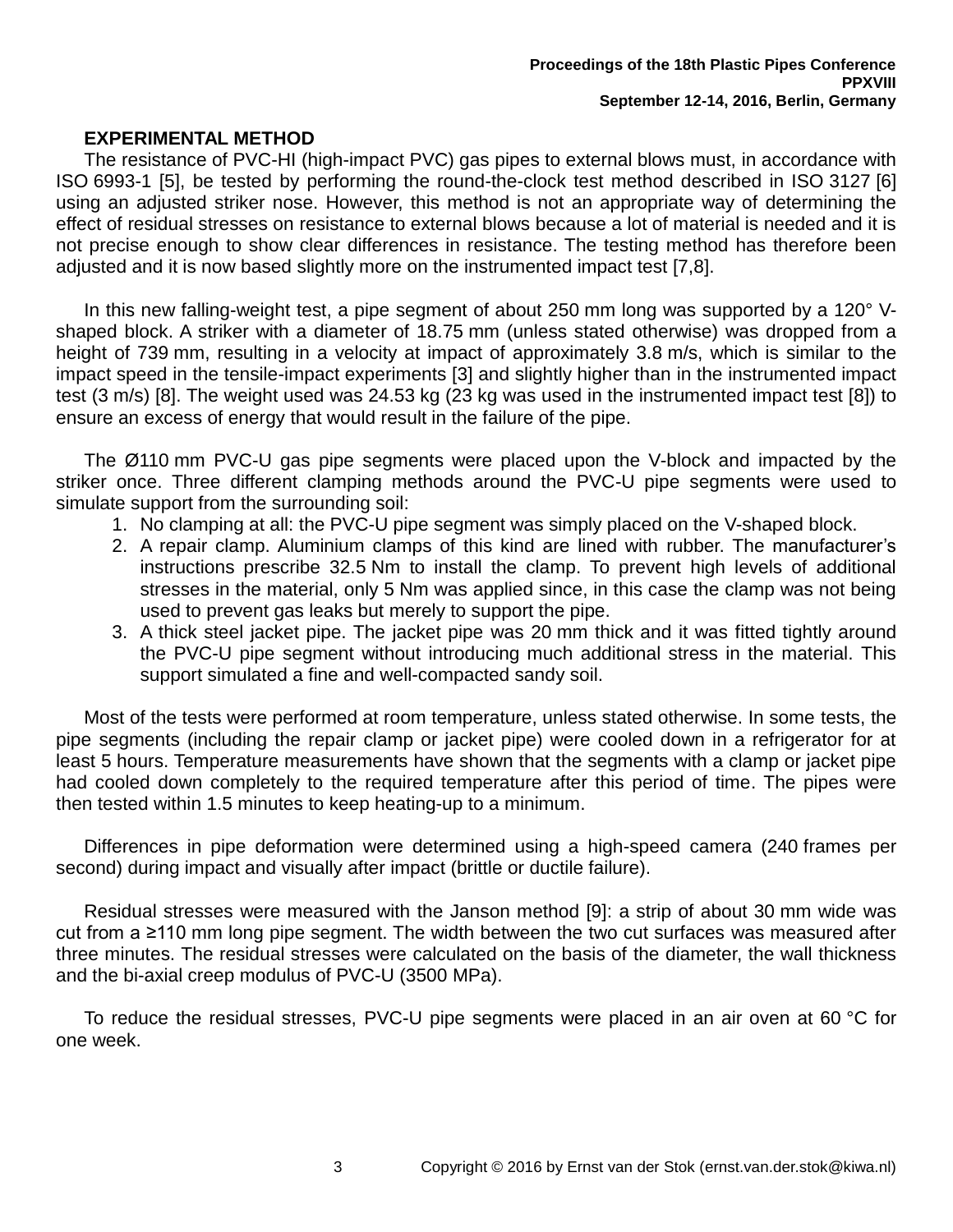## EXPERIMENTAL METHOD

The resistance of PVC-HI (high-impact PVC) gas pipes to external blows must, in accordance with ISO 6993-1 [5], be tested by performing the round-the-clock test method described in ISO 3127 [6] using an adjusted striker nose. However, this method is not an appropriate way of determining the effect of residual stresses on resistance to external blows because a lot of material is needed and it is not precise enough to show clear differences in resistance. The testing method has therefore been adjusted and it is now based slightly more on the instrumented impact test [7,8].

In this new falling-weight test, a pipe segment of about 250 mm long was supported by a 120° V-shaped block. A striker with a diameter of 18.75 mm (unless stated otherwise) was dropped from a height of 739 mm, resulting in a velocity at impact of approximately 3.8 m/s, which is similar to the impact speed in the tensile-impact experiments [3] and slightly higher than in the instrumented impact test (3 m/s) [8]. The weight used was 24.53 kg (23 kg was used in the instrumented impact test [8]) to ensure an excess of energy that would result in the failure of the pipe.

The Ø110 mm PVC-U gas pipe segments were placed upon the V-block and impacted by the striker once. Three different clamping methods around the PVC-U pipe segments were used to simulate support from the surrounding soil:

1. No clamping at all: the PVC-U pipe segment was simply placed on the V-shaped block.
2. A repair clamp. Aluminium clamps of this kind are lined with rubber. The manufacturer's instructions prescribe 32.5 Nm to install the clamp. To prevent high levels of additional stresses in the material, only 5 Nm was applied since, in this case the clamp was not being used to prevent gas leaks but merely to support the pipe.
3. A thick steel jacket pipe. The jacket pipe was 20 mm thick and it was fitted tightly around the PVC-U pipe segment without introducing much additional stress in the material. This support simulated a fine and well-compacted sandy soil.

Most of the tests were performed at room temperature, unless stated otherwise. In some tests, the pipe segments (including the repair clamp or jacket pipe) were cooled down in a refrigerator for at least 5 hours. Temperature measurements have shown that the segments with a clamp or jacket pipe had cooled down completely to the required temperature after this period of time. The pipes were then tested within 1.5 minutes to keep heating-up to a minimum.

Differences in pipe deformation were determined using a high-speed camera (240 frames per second) during impact and visually after impact (brittle or ductile failure).

Residual stresses were measured with the Janson method [9]: a strip of about 30 mm wide was cut from a ≥110 mm long pipe segment. The width between the two cut surfaces was measured after three minutes. The residual stresses were calculated on the basis of the diameter, the wall thickness and the bi-axial creep modulus of PVC-U (3500 MPa).

To reduce the residual stresses, PVC-U pipe segments were placed in an air oven at 60 °C for one week.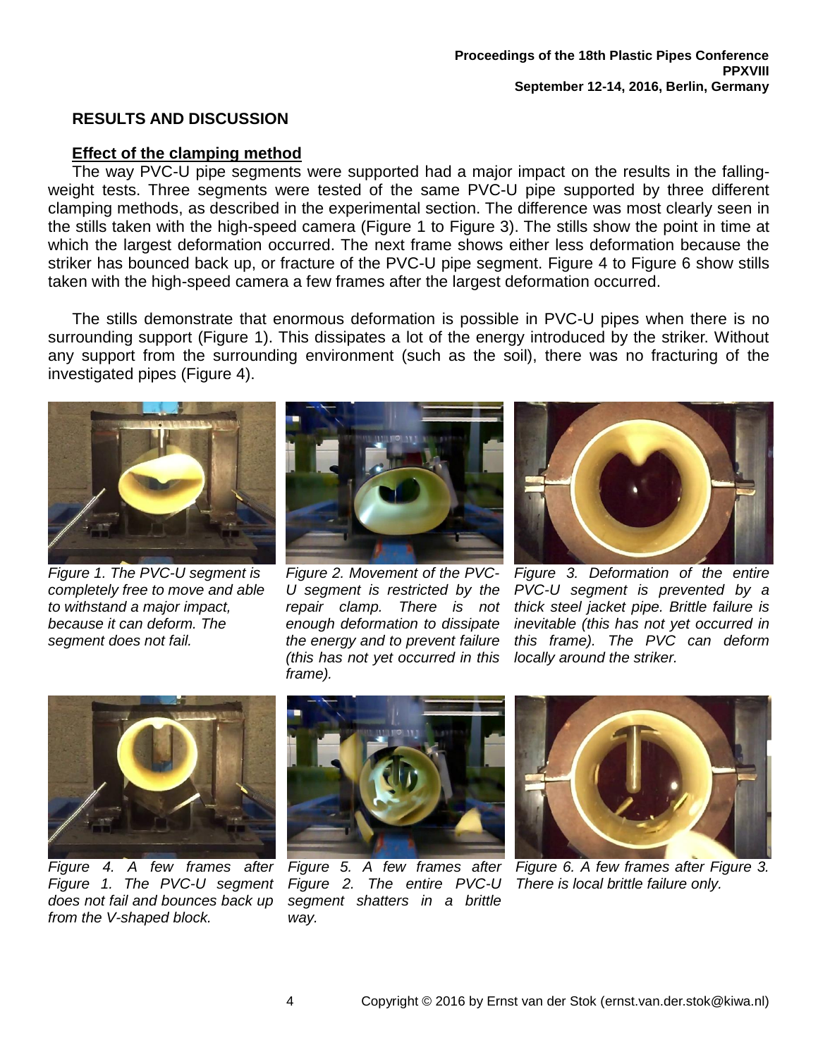## RESULTS AND DISCUSSION

### Effect of the clamping method

The way PVC-U pipe segments were supported had a major impact on the results in the falling-weight tests. Three segments were tested of the same PVC-U pipe supported by three different clamping methods, as described in the experimental section. The difference was most clearly seen in the stills taken with the high-speed camera (Figure 1 to Figure 3). The stills show the point in time at which the largest deformation occurred. The next frame shows either less deformation because the striker has bounced back up, or fracture of the PVC-U pipe segment. Figure 4 to Figure 6 show stills taken with the high-speed camera a few frames after the largest deformation occurred.

The stills demonstrate that enormous deformation is possible in PVC-U pipes when there is no surrounding support (Figure 1). This dissipates a lot of the energy introduced by the striker. Without any support from the surrounding environment (such as the soil), there was no fracturing of the investigated pipes (Figure 4).

*Figure 1. The PVC-U segment is completely free to move and able to withstand a major impact, because it can deform. The segment does not fail.*

*Figure 2. Movement of the PVC-U segment is restricted by the repair clamp. There is not enough deformation to dissipate the energy and to prevent failure (this has not yet occurred in this frame).*

*Figure 3. Deformation of the entire PVC-U segment is prevented by a thick steel jacket pipe. Brittle failure is inevitable (this has not yet occurred in this frame). The PVC can deform locally around the striker.*

*Figure 4. A few frames after Figure 1. The PVC-U segment does not fail and bounces back up from the V-shaped block.*

*Figure 5. A few frames after Figure 2. The entire PVC-U segment shatters in a brittle way.*

*Figure 6. A few frames after Figure 3. There is local brittle failure only.*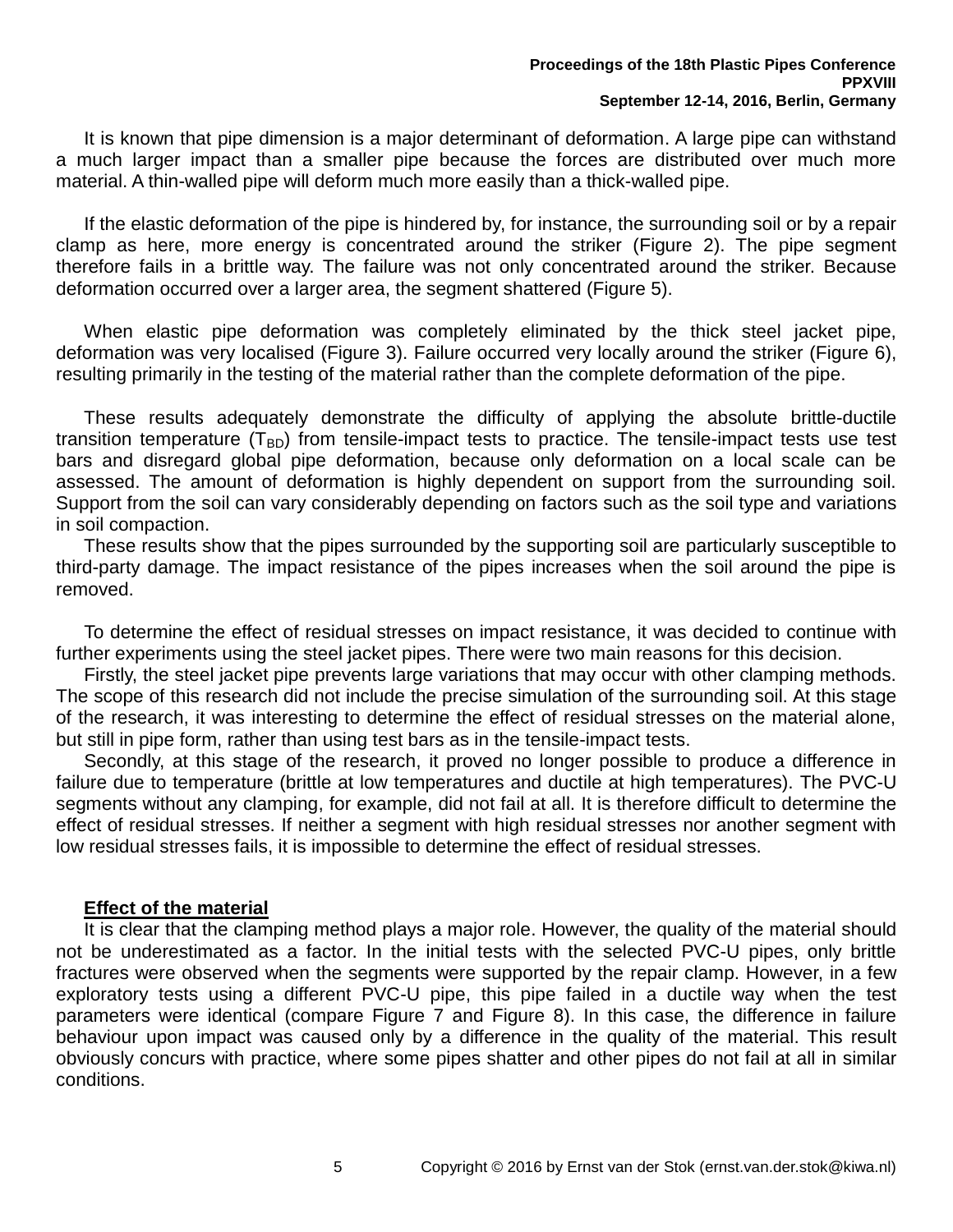It is known that pipe dimension is a major determinant of deformation. A large pipe can withstand a much larger impact than a smaller pipe because the forces are distributed over much more material. A thin-walled pipe will deform much more easily than a thick-walled pipe.

If the elastic deformation of the pipe is hindered by, for instance, the surrounding soil or by a repair clamp as here, more energy is concentrated around the striker (Figure 2). The pipe segment therefore fails in a brittle way. The failure was not only concentrated around the striker. Because deformation occurred over a larger area, the segment shattered (Figure 5).

When elastic pipe deformation was completely eliminated by the thick steel jacket pipe, deformation was very localised (Figure 3). Failure occurred very locally around the striker (Figure 6), resulting primarily in the testing of the material rather than the complete deformation of the pipe.

These results adequately demonstrate the difficulty of applying the absolute brittle-ductile transition temperature ($T_{BD}$) from tensile-impact tests to practice. The tensile-impact tests use test bars and disregard global pipe deformation, because only deformation on a local scale can be assessed. The amount of deformation is highly dependent on support from the surrounding soil. Support from the soil can vary considerably depending on factors such as the soil type and variations in soil compaction.

These results show that the pipes surrounded by the supporting soil are particularly susceptible to third-party damage. The impact resistance of the pipes increases when the soil around the pipe is removed.

To determine the effect of residual stresses on impact resistance, it was decided to continue with further experiments using the steel jacket pipes. There were two main reasons for this decision.

Firstly, the steel jacket pipe prevents large variations that may occur with other clamping methods. The scope of this research did not include the precise simulation of the surrounding soil. At this stage of the research, it was interesting to determine the effect of residual stresses on the material alone, but still in pipe form, rather than using test bars as in the tensile-impact tests.

Secondly, at this stage of the research, it proved no longer possible to produce a difference in failure due to temperature (brittle at low temperatures and ductile at high temperatures). The PVC-U segments without any clamping, for example, did not fail at all. It is therefore difficult to determine the effect of residual stresses. If neither a segment with high residual stresses nor another segment with low residual stresses fails, it is impossible to determine the effect of residual stresses.

**Effect of the material**

It is clear that the clamping method plays a major role. However, the quality of the material should not be underestimated as a factor. In the initial tests with the selected PVC-U pipes, only brittle fractures were observed when the segments were supported by the repair clamp. However, in a few exploratory tests using a different PVC-U pipe, this pipe failed in a ductile way when the test parameters were identical (compare Figure 7 and Figure 8). In this case, the difference in failure behaviour upon impact was caused only by a difference in the quality of the material. This result obviously concurs with practice, where some pipes shatter and other pipes do not fail at all in similar conditions.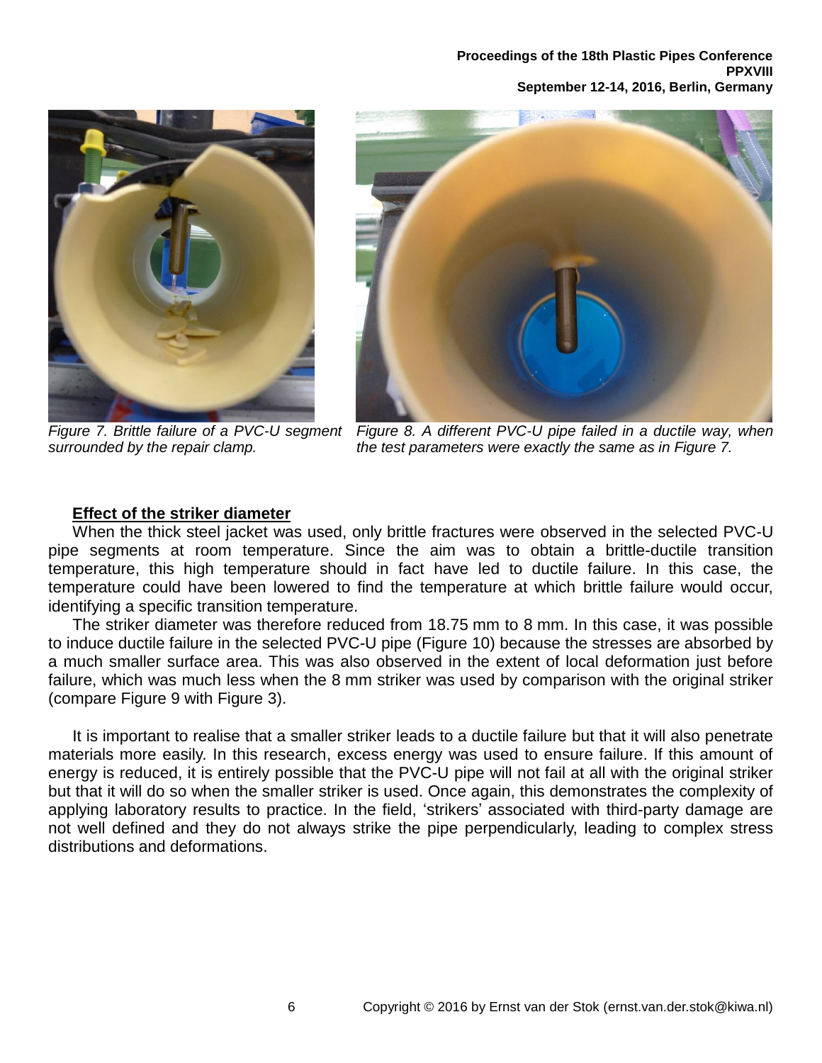*Figure 7. Brittle failure of a PVC-U segment surrounded by the repair clamp.*

*Figure 8. A different PVC-U pipe failed in a ductile way, when the test parameters were exactly the same as in Figure 7.*

**<u>Effect of the striker diameter</u>**

When the thick steel jacket was used, only brittle fractures were observed in the selected PVC-U pipe segments at room temperature. Since the aim was to obtain a brittle-ductile transition temperature, this high temperature should in fact have led to ductile failure. In this case, the temperature could have been lowered to find the temperature at which brittle failure would occur, identifying a specific transition temperature.

The striker diameter was therefore reduced from 18.75 mm to 8 mm. In this case, it was possible to induce ductile failure in the selected PVC-U pipe (Figure 10) because the stresses are absorbed by a much smaller surface area. This was also observed in the extent of local deformation just before failure, which was much less when the 8 mm striker was used by comparison with the original striker (compare Figure 9 with Figure 3).

It is important to realise that a smaller striker leads to a ductile failure but that it will also penetrate materials more easily. In this research, excess energy was used to ensure failure. If this amount of energy is reduced, it is entirely possible that the PVC-U pipe will not fail at all with the original striker but that it will do so when the smaller striker is used. Once again, this demonstrates the complexity of applying laboratory results to practice. In the field, 'strikers' associated with third-party damage are not well defined and they do not always strike the pipe perpendicularly, leading to complex stress distributions and deformations.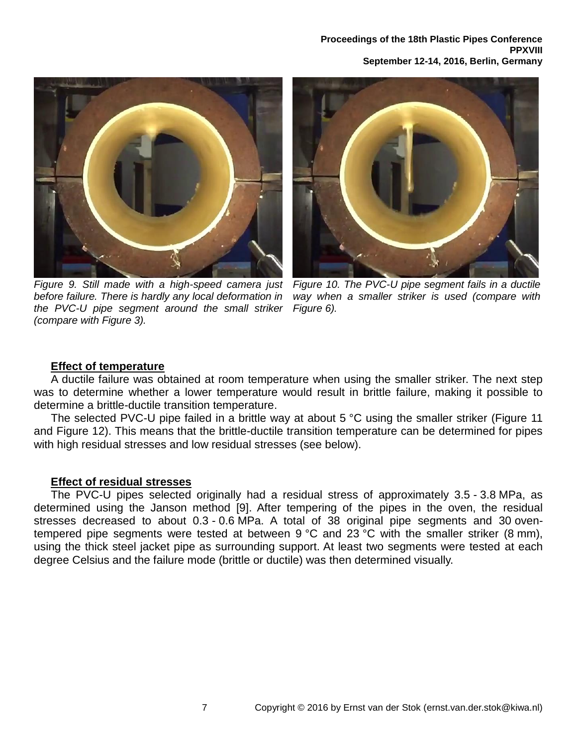*Figure 9. Still made with a high-speed camera just before failure. There is hardly any local deformation in the PVC-U pipe segment around the small striker (compare with Figure 3).*

*Figure 10. The PVC-U pipe segment fails in a ductile way when a smaller striker is used (compare with Figure 6).*

**Effect of temperature**

A ductile failure was obtained at room temperature when using the smaller striker. The next step was to determine whether a lower temperature would result in brittle failure, making it possible to determine a brittle-ductile transition temperature.

The selected PVC-U pipe failed in a brittle way at about 5 °C using the smaller striker (Figure 11 and Figure 12). This means that the brittle-ductile transition temperature can be determined for pipes with high residual stresses and low residual stresses (see below).

**Effect of residual stresses**

The PVC-U pipes selected originally had a residual stress of approximately 3.5 - 3.8 MPa, as determined using the Janson method [9]. After tempering of the pipes in the oven, the residual stresses decreased to about 0.3 - 0.6 MPa. A total of 38 original pipe segments and 30 oven-tempered pipe segments were tested at between 9 °C and 23 °C with the smaller striker (8 mm), using the thick steel jacket pipe as surrounding support. At least two segments were tested at each degree Celsius and the failure mode (brittle or ductile) was then determined visually.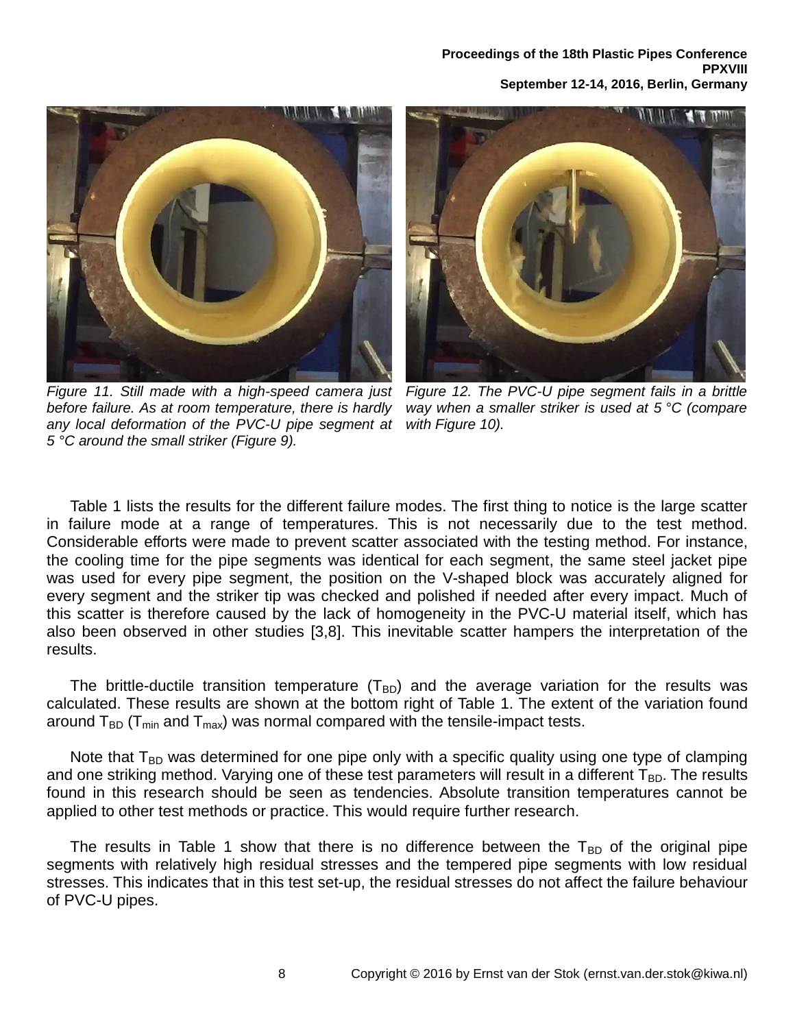*Figure 11. Still made with a high-speed camera just before failure. As at room temperature, there is hardly any local deformation of the PVC-U pipe segment at 5 °C around the small striker (Figure 9).*

*Figure 12. The PVC-U pipe segment fails in a brittle way when a smaller striker is used at 5 °C (compare with Figure 10).*

Table 1 lists the results for the different failure modes. The first thing to notice is the large scatter in failure mode at a range of temperatures. This is not necessarily due to the test method. Considerable efforts were made to prevent scatter associated with the testing method. For instance, the cooling time for the pipe segments was identical for each segment, the same steel jacket pipe was used for every pipe segment, the position on the V-shaped block was accurately aligned for every segment and the striker tip was checked and polished if needed after every impact. Much of this scatter is therefore caused by the lack of homogeneity in the PVC-U material itself, which has also been observed in other studies [3,8]. This inevitable scatter hampers the interpretation of the results.

The brittle-ductile transition temperature ($T_{BD}$) and the average variation for the results was calculated. These results are shown at the bottom right of Table 1. The extent of the variation found around $T_{BD}$ ($T_{min}$ and $T_{max}$) was normal compared with the tensile-impact tests.

Note that $T_{BD}$ was determined for one pipe only with a specific quality using one type of clamping and one striking method. Varying one of these test parameters will result in a different $T_{BD}$. The results found in this research should be seen as tendencies. Absolute transition temperatures cannot be applied to other test methods or practice. This would require further research.

The results in Table 1 show that there is no difference between the $T_{BD}$ of the original pipe segments with relatively high residual stresses and the tempered pipe segments with low residual stresses. This indicates that in this test set-up, the residual stresses do not affect the failure behaviour of PVC-U pipes.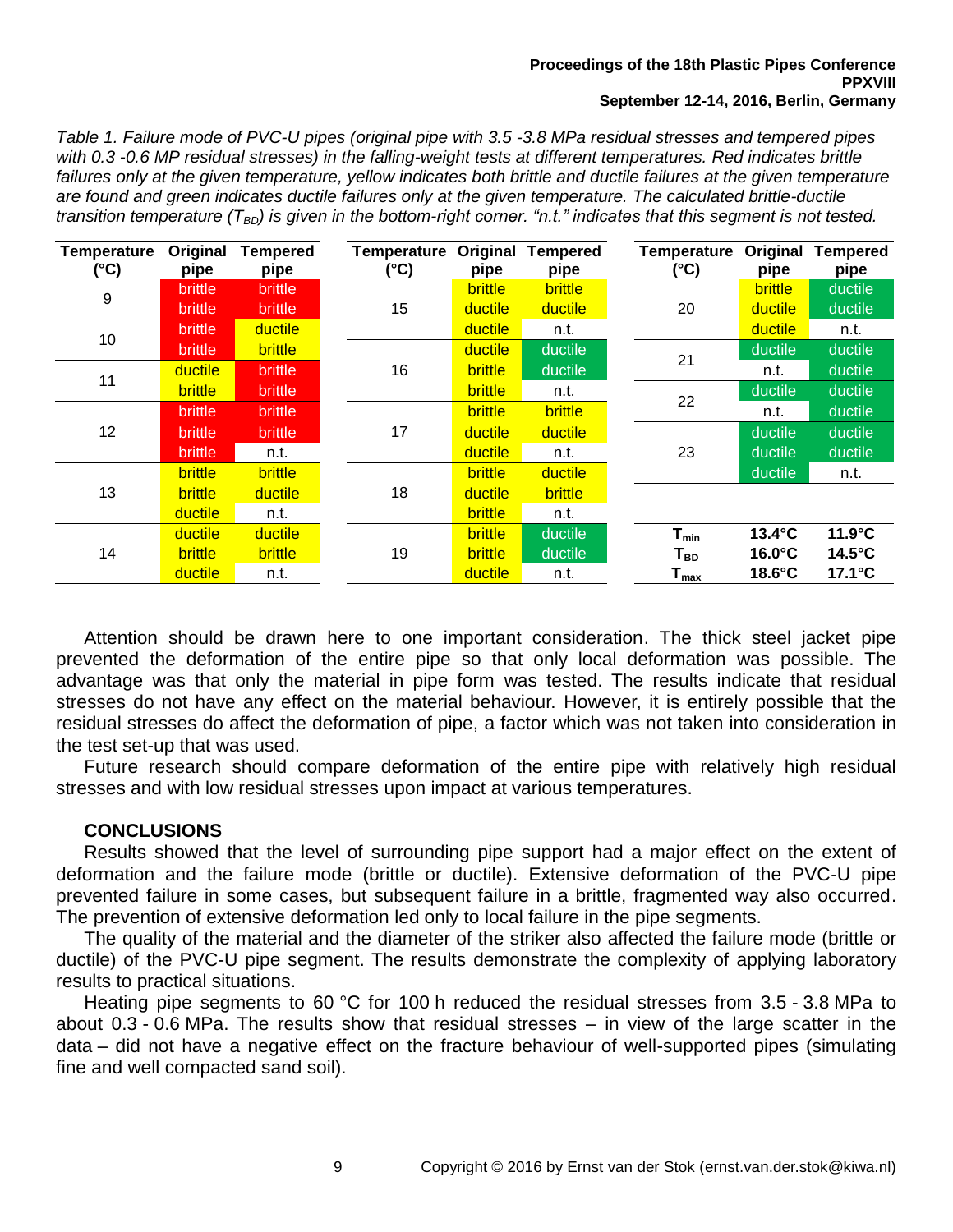*Table 1. Failure mode of PVC-U pipes (original pipe with 3.5 -3.8 MPa residual stresses and tempered pipes with 0.3 -0.6 MP residual stresses) in the falling-weight tests at different temperatures. Red indicates brittle failures only at the given temperature, yellow indicates both brittle and ductile failures at the given temperature are found and green indicates ductile failures only at the given temperature. The calculated brittle-ductile transition temperature ($T_{BD}$) is given in the bottom-right corner. "n.t." indicates that this segment is not tested.*

| Temperature (°C) | Original pipe | Tempered pipe | Temperature (°C) | Original pipe | Tempered pipe | Temperature (°C) | Original pipe | Tempered pipe |
|---|---|---|---|---|---|---|---|---|
| 9 | brittle | brittle | 15 | brittle | brittle | 20 | brittle | ductile |
| | brittle | brittle | | ductile | ductile | | ductile | ductile |
| 10 | brittle | ductile | | ductile | n.t. | | ductile | n.t. |
| | brittle | brittle | 16 | ductile | ductile | 21 | ductile | ductile |
| 11 | ductile | brittle | | brittle | ductile | | n.t. | ductile |
| | brittle | brittle | | brittle | n.t. | 22 | ductile | ductile |
| 12 | brittle | brittle | 17 | brittle | brittle | | n.t. | ductile |
| | brittle | brittle | | ductile | ductile | 23 | ductile | ductile |
| | brittle | n.t. | | ductile | n.t. | | ductile | ductile |
| 13 | brittle | brittle | 18 | brittle | ductile | | ductile | n.t. |
| | brittle | ductile | | ductile | brittle | | | |
| | ductile | n.t. | | brittle | n.t. | | | |
| 14 | ductile | ductile | 19 | brittle | ductile | $T_{min}$ | **13.4°C** | **11.9°C** |
| | brittle | brittle | | brittle | ductile | $T_{BD}$ | **16.0°C** | **14.5°C** |
| | ductile | n.t. | | ductile | n.t. | $T_{max}$ | **18.6°C** | **17.1°C** |

Attention should be drawn here to one important consideration. The thick steel jacket pipe prevented the deformation of the entire pipe so that only local deformation was possible. The advantage was that only the material in pipe form was tested. The results indicate that residual stresses do not have any effect on the material behaviour. However, it is entirely possible that the residual stresses do affect the deformation of pipe, a factor which was not taken into consideration in the test set-up that was used.

Future research should compare deformation of the entire pipe with relatively high residual stresses and with low residual stresses upon impact at various temperatures.

## CONCLUSIONS

Results showed that the level of surrounding pipe support had a major effect on the extent of deformation and the failure mode (brittle or ductile). Extensive deformation of the PVC-U pipe prevented failure in some cases, but subsequent failure in a brittle, fragmented way also occurred. The prevention of extensive deformation led only to local failure in the pipe segments.

The quality of the material and the diameter of the striker also affected the failure mode (brittle or ductile) of the PVC-U pipe segment. The results demonstrate the complexity of applying laboratory results to practical situations.

Heating pipe segments to 60 °C for 100 h reduced the residual stresses from 3.5 - 3.8 MPa to about 0.3 - 0.6 MPa. The results show that residual stresses – in view of the large scatter in the data – did not have a negative effect on the fracture behaviour of well-supported pipes (simulating fine and well compacted sand soil).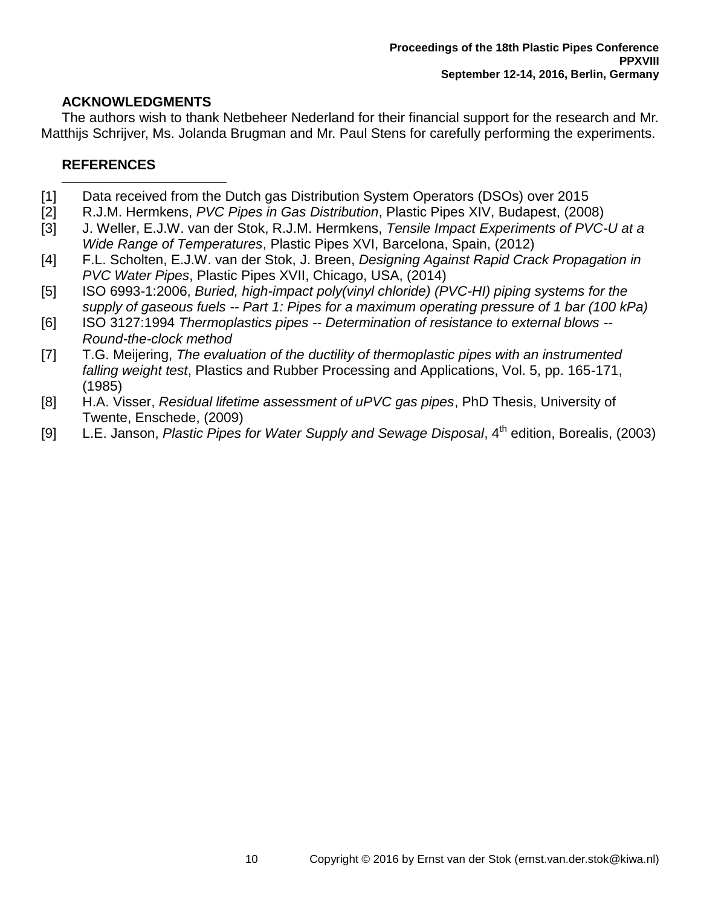## ACKNOWLEDGMENTS

The authors wish to thank Netbeheer Nederland for their financial support for the research and Mr. Matthijs Schrijver, Ms. Jolanda Brugman and Mr. Paul Stens for carefully performing the experiments.

## REFERENCES

[1] Data received from the Dutch gas Distribution System Operators (DSOs) over 2015

[2] R.J.M. Hermkens, *PVC Pipes in Gas Distribution*, Plastic Pipes XIV, Budapest, (2008)

[3] J. Weller, E.J.W. van der Stok, R.J.M. Hermkens, *Tensile Impact Experiments of PVC-U at a Wide Range of Temperatures*, Plastic Pipes XVI, Barcelona, Spain, (2012)

[4] F.L. Scholten, E.J.W. van der Stok, J. Breen, *Designing Against Rapid Crack Propagation in PVC Water Pipes*, Plastic Pipes XVII, Chicago, USA, (2014)

[5] ISO 6993-1:2006, *Buried, high-impact poly(vinyl chloride) (PVC-HI) piping systems for the supply of gaseous fuels -- Part 1: Pipes for a maximum operating pressure of 1 bar (100 kPa)*

[6] ISO 3127:1994 *Thermoplastics pipes -- Determination of resistance to external blows -- Round-the-clock method*

[7] T.G. Meijering, *The evaluation of the ductility of thermoplastic pipes with an instrumented falling weight test*, Plastics and Rubber Processing and Applications, Vol. 5, pp. 165-171, (1985)

[8] H.A. Visser, *Residual lifetime assessment of uPVC gas pipes*, PhD Thesis, University of Twente, Enschede, (2009)

[9] L.E. Janson, *Plastic Pipes for Water Supply and Sewage Disposal*, 4th edition, Borealis, (2003)